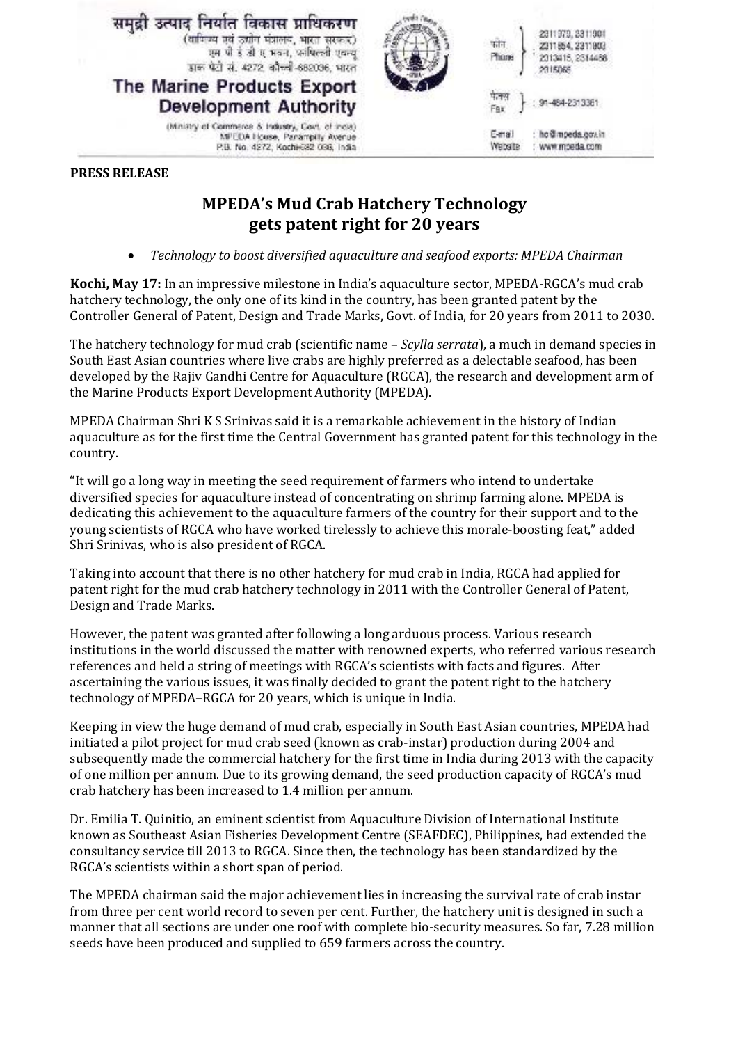समुद्री उत्पाद निर्यात विकास प्राधिकरण
(वाणिज्य एवं उद्योग मंत्रालय, भारत सरकार)
एम पी ई डी ए भवन, पनम्पिल्ली एवन्यू
डाक पेटी सं. 4272, कोच्ची-682036, भारत

**The Marine Products Export Development Authority**
(Ministry of Commerce & Industry, Govt. of India)
MPEDA House, Panampilly Avenue
P.B. No. 4272, Kochi-682 036, India

फोन / Phone : 2311979, 2311901, 2311854, 2311803, 2313415, 2314468, 2315065
फैक्स / Fax : 91-484-2313361
E-mail : ho@mpeda.gov.in
Website : www.mpeda.com

**PRESS RELEASE**

# MPEDA's Mud Crab Hatchery Technology gets patent right for 20 years

- *Technology to boost diversified aquaculture and seafood exports: MPEDA Chairman*

**Kochi, May 17:** In an impressive milestone in India's aquaculture sector, MPEDA-RGCA's mud crab hatchery technology, the only one of its kind in the country, has been granted patent by the Controller General of Patent, Design and Trade Marks, Govt. of India, for 20 years from 2011 to 2030.

The hatchery technology for mud crab (scientific name – *Scylla serrata*), a much in demand species in South East Asian countries where live crabs are highly preferred as a delectable seafood, has been developed by the Rajiv Gandhi Centre for Aquaculture (RGCA), the research and development arm of the Marine Products Export Development Authority (MPEDA).

MPEDA Chairman Shri K S Srinivas said it is a remarkable achievement in the history of Indian aquaculture as for the first time the Central Government has granted patent for this technology in the country.

"It will go a long way in meeting the seed requirement of farmers who intend to undertake diversified species for aquaculture instead of concentrating on shrimp farming alone. MPEDA is dedicating this achievement to the aquaculture farmers of the country for their support and to the young scientists of RGCA who have worked tirelessly to achieve this morale-boosting feat," added Shri Srinivas, who is also president of RGCA.

Taking into account that there is no other hatchery for mud crab in India, RGCA had applied for patent right for the mud crab hatchery technology in 2011 with the Controller General of Patent, Design and Trade Marks.

However, the patent was granted after following a long arduous process. Various research institutions in the world discussed the matter with renowned experts, who referred various research references and held a string of meetings with RGCA's scientists with facts and figures. After ascertaining the various issues, it was finally decided to grant the patent right to the hatchery technology of MPEDA–RGCA for 20 years, which is unique in India.

Keeping in view the huge demand of mud crab, especially in South East Asian countries, MPEDA had initiated a pilot project for mud crab seed (known as crab-instar) production during 2004 and subsequently made the commercial hatchery for the first time in India during 2013 with the capacity of one million per annum. Due to its growing demand, the seed production capacity of RGCA's mud crab hatchery has been increased to 1.4 million per annum.

Dr. Emilia T. Quinitio, an eminent scientist from Aquaculture Division of International Institute known as Southeast Asian Fisheries Development Centre (SEAFDEC), Philippines, had extended the consultancy service till 2013 to RGCA. Since then, the technology has been standardized by the RGCA's scientists within a short span of period.

The MPEDA chairman said the major achievement lies in increasing the survival rate of crab instar from three per cent world record to seven per cent. Further, the hatchery unit is designed in such a manner that all sections are under one roof with complete bio-security measures. So far, 7.28 million seeds have been produced and supplied to 659 farmers across the country.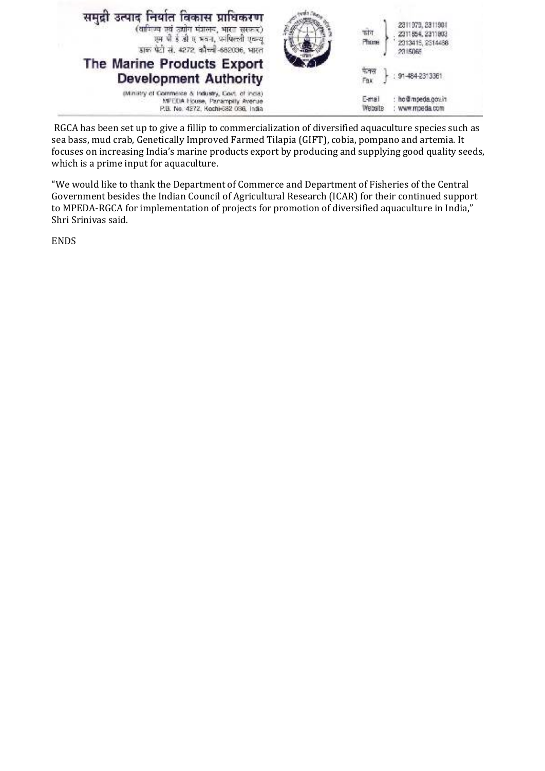RGCA has been set up to give a fillip to commercialization of diversified aquaculture species such as sea bass, mud crab, Genetically Improved Farmed Tilapia (GIFT), cobia, pompano and artemia. It focuses on increasing India's marine products export by producing and supplying good quality seeds, which is a prime input for aquaculture.

"We would like to thank the Department of Commerce and Department of Fisheries of the Central Government besides the Indian Council of Agricultural Research (ICAR) for their continued support to MPEDA-RGCA for implementation of projects for promotion of diversified aquaculture in India," Shri Srinivas said.

ENDS